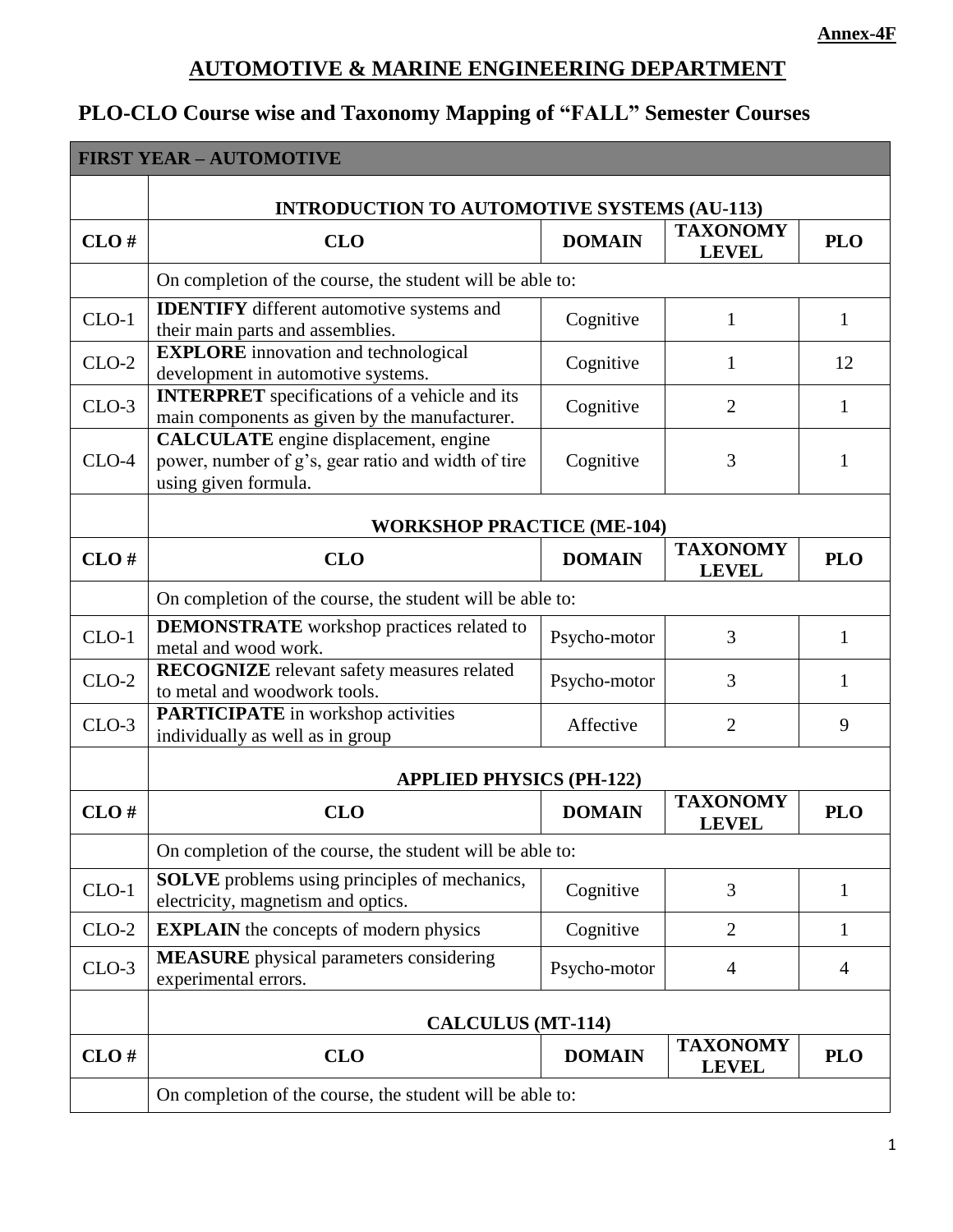**Annex-4F**

# AUTOMOTIVE & MARINE ENGINEERING DEPARTMENT

## PLO-CLO Course wise and Taxonomy Mapping of "FALL" Semester Courses

| FIRST YEAR – AUTOMOTIVE | | | | |
|---|---|---|---|---|
| | **INTRODUCTION TO AUTOMOTIVE SYSTEMS (AU-113)** | | | |
| **CLO #** | **CLO** | **DOMAIN** | **TAXONOMY LEVEL** | **PLO** |
| | On completion of the course, the student will be able to: | | | |
| CLO-1 | **IDENTIFY** different automotive systems and their main parts and assemblies. | Cognitive | 1 | 1 |
| CLO-2 | **EXPLORE** innovation and technological development in automotive systems. | Cognitive | 1 | 12 |
| CLO-3 | **INTERPRET** specifications of a vehicle and its main components as given by the manufacturer. | Cognitive | 2 | 1 |
| CLO-4 | **CALCULATE** engine displacement, engine power, number of g's, gear ratio and width of tire using given formula. | Cognitive | 3 | 1 |
| | **WORKSHOP PRACTICE (ME-104)** | | | |
| **CLO #** | **CLO** | **DOMAIN** | **TAXONOMY LEVEL** | **PLO** |
| | On completion of the course, the student will be able to: | | | |
| CLO-1 | **DEMONSTRATE** workshop practices related to metal and wood work. | Psycho-motor | 3 | 1 |
| CLO-2 | **RECOGNIZE** relevant safety measures related to metal and woodwork tools. | Psycho-motor | 3 | 1 |
| CLO-3 | **PARTICIPATE** in workshop activities individually as well as in group | Affective | 2 | 9 |
| | **APPLIED PHYSICS (PH-122)** | | | |
| **CLO #** | **CLO** | **DOMAIN** | **TAXONOMY LEVEL** | **PLO** |
| | On completion of the course, the student will be able to: | | | |
| CLO-1 | **SOLVE** problems using principles of mechanics, electricity, magnetism and optics. | Cognitive | 3 | 1 |
| CLO-2 | **EXPLAIN** the concepts of modern physics | Cognitive | 2 | 1 |
| CLO-3 | **MEASURE** physical parameters considering experimental errors. | Psycho-motor | 4 | 4 |
| | **CALCULUS (MT-114)** | | | |
| **CLO #** | **CLO** | **DOMAIN** | **TAXONOMY LEVEL** | **PLO** |
| | On completion of the course, the student will be able to: | | | |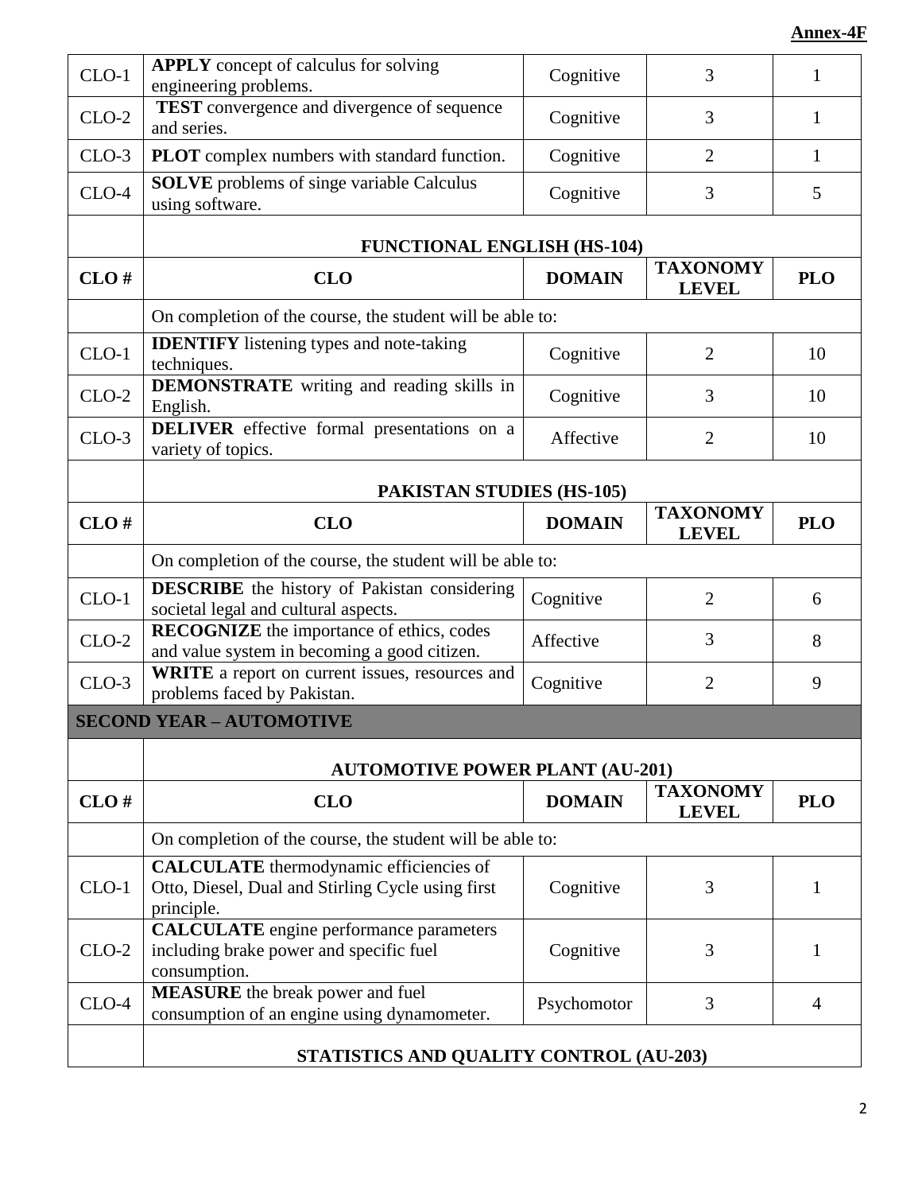**Annex-4F**

| CLO # | CLO | DOMAIN | TAXONOMY LEVEL | PLO |
|---|---|---|---|---|
| CLO-1 | **APPLY** concept of calculus for solving engineering problems. | Cognitive | 3 | 1 |
| CLO-2 | **TEST** convergence and divergence of sequence and series. | Cognitive | 3 | 1 |
| CLO-3 | **PLOT** complex numbers with standard function. | Cognitive | 2 | 1 |
| CLO-4 | **SOLVE** problems of singe variable Calculus using software. | Cognitive | 3 | 5 |
| | **FUNCTIONAL ENGLISH (HS-104)** | | | |
| **CLO #** | **CLO** | **DOMAIN** | **TAXONOMY LEVEL** | **PLO** |
| | On completion of the course, the student will be able to: | | | |
| CLO-1 | **IDENTIFY** listening types and note-taking techniques. | Cognitive | 2 | 10 |
| CLO-2 | **DEMONSTRATE** writing and reading skills in English. | Cognitive | 3 | 10 |
| CLO-3 | **DELIVER** effective formal presentations on a variety of topics. | Affective | 2 | 10 |
| | **PAKISTAN STUDIES (HS-105)** | | | |
| **CLO #** | **CLO** | **DOMAIN** | **TAXONOMY LEVEL** | **PLO** |
| | On completion of the course, the student will be able to: | | | |
| CLO-1 | **DESCRIBE** the history of Pakistan considering societal legal and cultural aspects. | Cognitive | 2 | 6 |
| CLO-2 | **RECOGNIZE** the importance of ethics, codes and value system in becoming a good citizen. | Affective | 3 | 8 |
| CLO-3 | **WRITE** a report on current issues, resources and problems faced by Pakistan. | Cognitive | 2 | 9 |
| **SECOND YEAR – AUTOMOTIVE** | | | | |
| | **AUTOMOTIVE POWER PLANT (AU-201)** | | | |
| **CLO #** | **CLO** | **DOMAIN** | **TAXONOMY LEVEL** | **PLO** |
| | On completion of the course, the student will be able to: | | | |
| CLO-1 | **CALCULATE** thermodynamic efficiencies of Otto, Diesel, Dual and Stirling Cycle using first principle. | Cognitive | 3 | 1 |
| CLO-2 | **CALCULATE** engine performance parameters including brake power and specific fuel consumption. | Cognitive | 3 | 1 |
| CLO-4 | **MEASURE** the break power and fuel consumption of an engine using dynamometer. | Psychomotor | 3 | 4 |
| | **STATISTICS AND QUALITY CONTROL (AU-203)** | | | |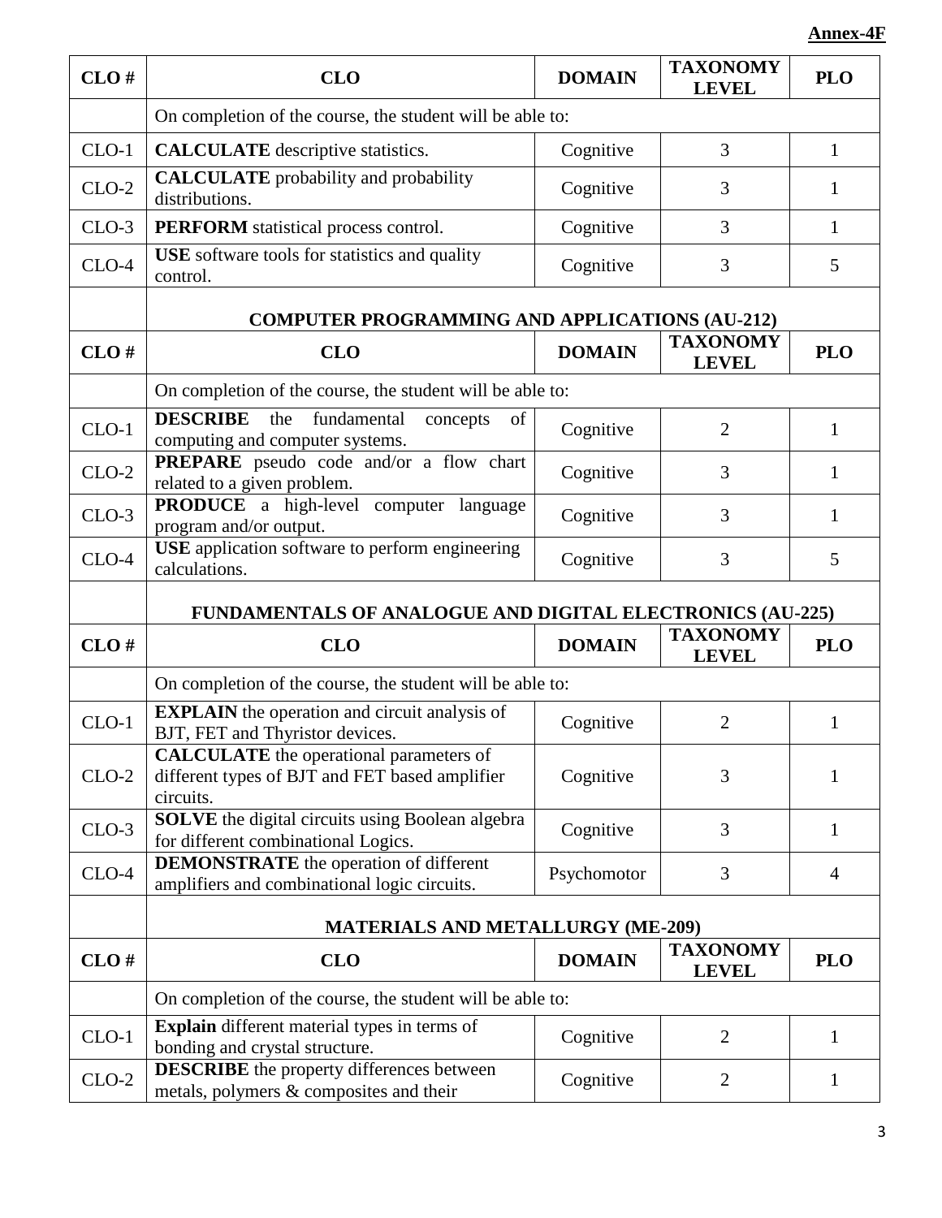**Annex-4F**

| CLO # | CLO | DOMAIN | TAXONOMY LEVEL | PLO |
|---|---|---|---|---|
| | On completion of the course, the student will be able to: | | | |
| CLO-1 | **CALCULATE** descriptive statistics. | Cognitive | 3 | 1 |
| CLO-2 | **CALCULATE** probability and probability distributions. | Cognitive | 3 | 1 |
| CLO-3 | **PERFORM** statistical process control. | Cognitive | 3 | 1 |
| CLO-4 | **USE** software tools for statistics and quality control. | Cognitive | 3 | 5 |

**COMPUTER PROGRAMMING AND APPLICATIONS (AU-212)**

| CLO # | CLO | DOMAIN | TAXONOMY LEVEL | PLO |
|---|---|---|---|---|
| | On completion of the course, the student will be able to: | | | |
| CLO-1 | **DESCRIBE** the fundamental concepts of computing and computer systems. | Cognitive | 2 | 1 |
| CLO-2 | **PREPARE** pseudo code and/or a flow chart related to a given problem. | Cognitive | 3 | 1 |
| CLO-3 | **PRODUCE** a high-level computer language program and/or output. | Cognitive | 3 | 1 |
| CLO-4 | **USE** application software to perform engineering calculations. | Cognitive | 3 | 5 |

**FUNDAMENTALS OF ANALOGUE AND DIGITAL ELECTRONICS (AU-225)**

| CLO # | CLO | DOMAIN | TAXONOMY LEVEL | PLO |
|---|---|---|---|---|
| | On completion of the course, the student will be able to: | | | |
| CLO-1 | **EXPLAIN** the operation and circuit analysis of BJT, FET and Thyristor devices. | Cognitive | 2 | 1 |
| CLO-2 | **CALCULATE** the operational parameters of different types of BJT and FET based amplifier circuits. | Cognitive | 3 | 1 |
| CLO-3 | **SOLVE** the digital circuits using Boolean algebra for different combinational Logics. | Cognitive | 3 | 1 |
| CLO-4 | **DEMONSTRATE** the operation of different amplifiers and combinational logic circuits. | Psychomotor | 3 | 4 |

**MATERIALS AND METALLURGY (ME-209)**

| CLO # | CLO | DOMAIN | TAXONOMY LEVEL | PLO |
|---|---|---|---|---|
| | On completion of the course, the student will be able to: | | | |
| CLO-1 | **Explain** different material types in terms of bonding and crystal structure. | Cognitive | 2 | 1 |
| CLO-2 | **DESCRIBE** the property differences between metals, polymers & composites and their | Cognitive | 2 | 1 |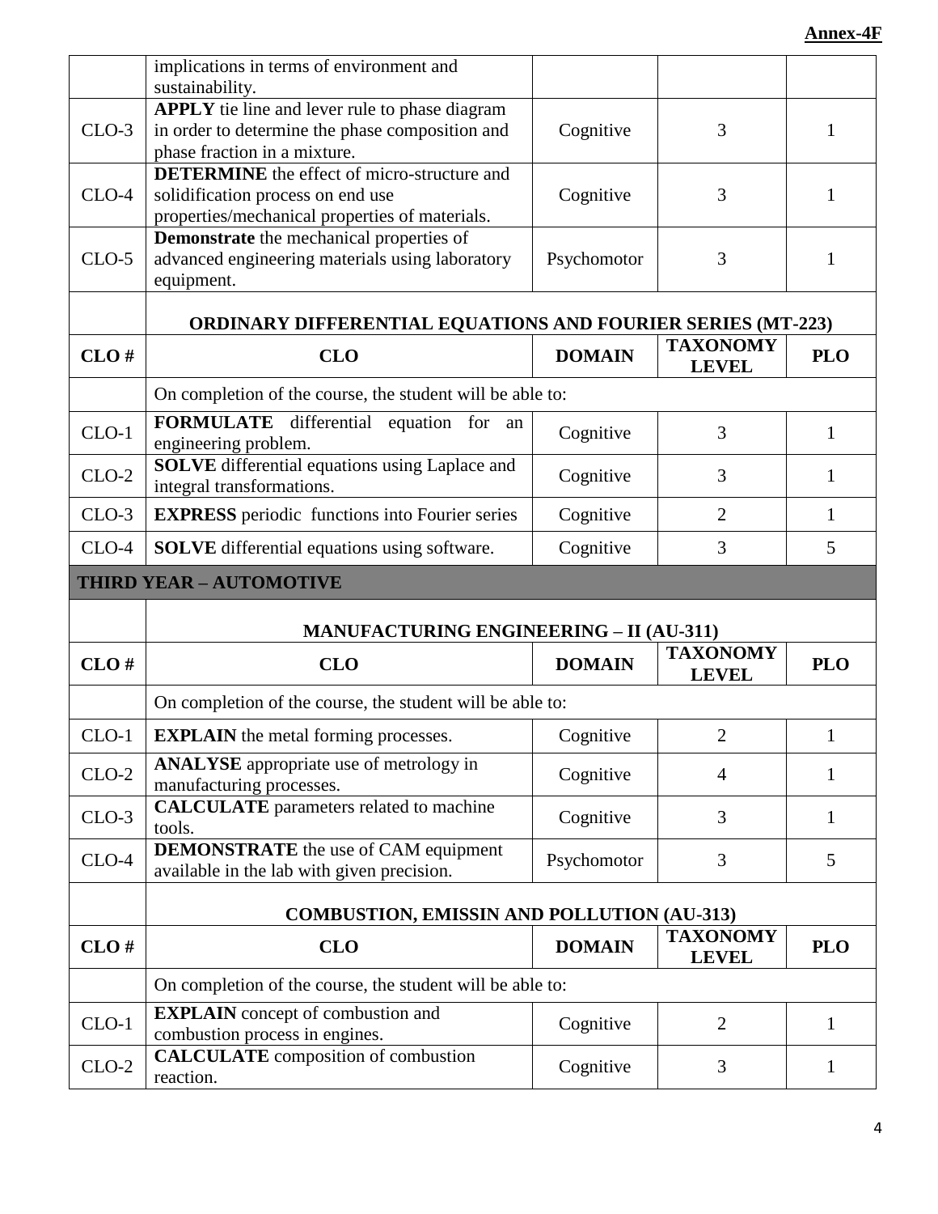**Annex-4F**

| | | | | |
|---|---|---|---|---|
| | implications in terms of environment and sustainability. | | | |
| CLO-3 | **APPLY** tie line and lever rule to phase diagram in order to determine the phase composition and phase fraction in a mixture. | Cognitive | 3 | 1 |
| CLO-4 | **DETERMINE** the effect of micro-structure and solidification process on end use properties/mechanical properties of materials. | Cognitive | 3 | 1 |
| CLO-5 | **Demonstrate** the mechanical properties of advanced engineering materials using laboratory equipment. | Psychomotor | 3 | 1 |

**ORDINARY DIFFERENTIAL EQUATIONS AND FOURIER SERIES (MT-223)**

| CLO # | CLO | DOMAIN | TAXONOMY LEVEL | PLO |
|---|---|---|---|---|
| | On completion of the course, the student will be able to: | | | |
| CLO-1 | **FORMULATE** differential equation for an engineering problem. | Cognitive | 3 | 1 |
| CLO-2 | **SOLVE** differential equations using Laplace and integral transformations. | Cognitive | 3 | 1 |
| CLO-3 | **EXPRESS** periodic functions into Fourier series | Cognitive | 2 | 1 |
| CLO-4 | **SOLVE** differential equations using software. | Cognitive | 3 | 5 |

## THIRD YEAR – AUTOMOTIVE

**MANUFACTURING ENGINEERING – II (AU-311)**

| CLO # | CLO | DOMAIN | TAXONOMY LEVEL | PLO |
|---|---|---|---|---|
| | On completion of the course, the student will be able to: | | | |
| CLO-1 | **EXPLAIN** the metal forming processes. | Cognitive | 2 | 1 |
| CLO-2 | **ANALYSE** appropriate use of metrology in manufacturing processes. | Cognitive | 4 | 1 |
| CLO-3 | **CALCULATE** parameters related to machine tools. | Cognitive | 3 | 1 |
| CLO-4 | **DEMONSTRATE** the use of CAM equipment available in the lab with given precision. | Psychomotor | 3 | 5 |

**COMBUSTION, EMISSIN AND POLLUTION (AU-313)**

| CLO # | CLO | DOMAIN | TAXONOMY LEVEL | PLO |
|---|---|---|---|---|
| | On completion of the course, the student will be able to: | | | |
| CLO-1 | **EXPLAIN** concept of combustion and combustion process in engines. | Cognitive | 2 | 1 |
| CLO-2 | **CALCULATE** composition of combustion reaction. | Cognitive | 3 | 1 |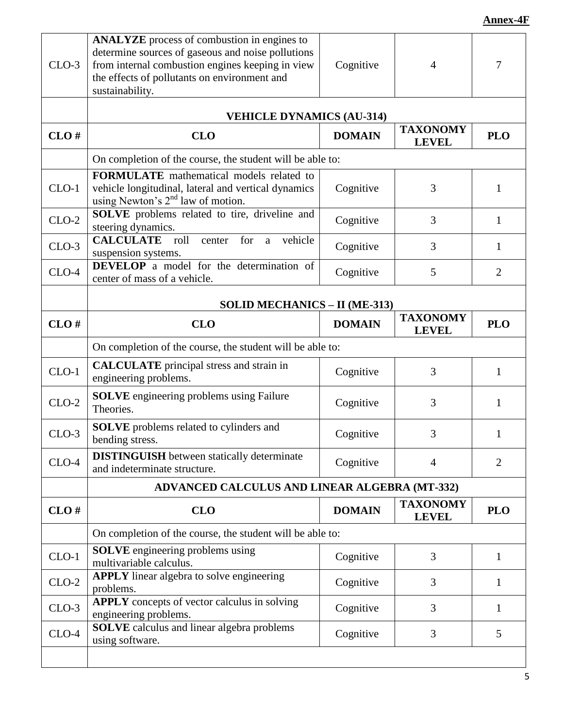**Annex-4F**

| CLO # | CLO | DOMAIN | TAXONOMY LEVEL | PLO |
|---|---|---|---|---|
| CLO-3 | **ANALYZE** process of combustion in engines to determine sources of gaseous and noise pollutions from internal combustion engines keeping in view the effects of pollutants on environment and sustainability. | Cognitive | 4 | 7 |

**VEHICLE DYNAMICS (AU-314)**

| CLO # | CLO | DOMAIN | TAXONOMY LEVEL | PLO |
|---|---|---|---|---|
| | On completion of the course, the student will be able to: | | | |
| CLO-1 | **FORMULATE** mathematical models related to vehicle longitudinal, lateral and vertical dynamics using Newton's $2^{nd}$ law of motion. | Cognitive | 3 | 1 |
| CLO-2 | **SOLVE** problems related to tire, driveline and steering dynamics. | Cognitive | 3 | 1 |
| CLO-3 | **CALCULATE** roll center for a vehicle suspension systems. | Cognitive | 3 | 1 |
| CLO-4 | **DEVELOP** a model for the determination of center of mass of a vehicle. | Cognitive | 5 | 2 |

**SOLID MECHANICS – II (ME-313)**

| CLO # | CLO | DOMAIN | TAXONOMY LEVEL | PLO |
|---|---|---|---|---|
| | On completion of the course, the student will be able to: | | | |
| CLO-1 | **CALCULATE** principal stress and strain in engineering problems. | Cognitive | 3 | 1 |
| CLO-2 | **SOLVE** engineering problems using Failure Theories. | Cognitive | 3 | 1 |
| CLO-3 | **SOLVE** problems related to cylinders and bending stress. | Cognitive | 3 | 1 |
| CLO-4 | **DISTINGUISH** between statically determinate and indeterminate structure. | Cognitive | 4 | 2 |

**ADVANCED CALCULUS AND LINEAR ALGEBRA (MT-332)**

| CLO # | CLO | DOMAIN | TAXONOMY LEVEL | PLO |
|---|---|---|---|---|
| | On completion of the course, the student will be able to: | | | |
| CLO-1 | **SOLVE** engineering problems using multivariable calculus. | Cognitive | 3 | 1 |
| CLO-2 | **APPLY** linear algebra to solve engineering problems. | Cognitive | 3 | 1 |
| CLO-3 | **APPLY** concepts of vector calculus in solving engineering problems. | Cognitive | 3 | 1 |
| CLO-4 | **SOLVE** calculus and linear algebra problems using software. | Cognitive | 3 | 5 |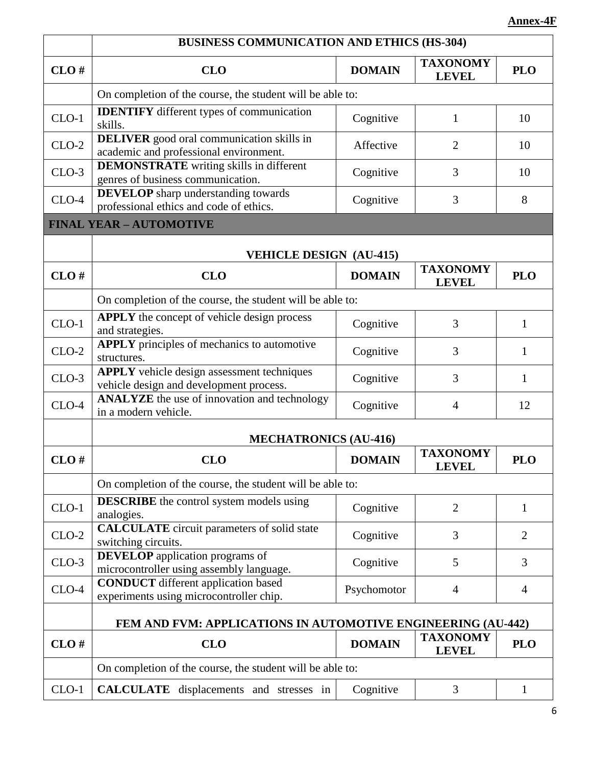**Annex-4F**

| | BUSINESS COMMUNICATION AND ETHICS (HS-304) | | | |
|---|---|---|---|---|
| **CLO #** | **CLO** | **DOMAIN** | **TAXONOMY LEVEL** | **PLO** |
| | On completion of the course, the student will be able to: | | | |
| CLO-1 | **IDENTIFY** different types of communication skills. | Cognitive | 1 | 10 |
| CLO-2 | **DELIVER** good oral communication skills in academic and professional environment. | Affective | 2 | 10 |
| CLO-3 | **DEMONSTRATE** writing skills in different genres of business communication. | Cognitive | 3 | 10 |
| CLO-4 | **DEVELOP** sharp understanding towards professional ethics and code of ethics. | Cognitive | 3 | 8 |

**FINAL YEAR – AUTOMOTIVE**

| | VEHICLE DESIGN (AU-415) | | | |
|---|---|---|---|---|
| **CLO #** | **CLO** | **DOMAIN** | **TAXONOMY LEVEL** | **PLO** |
| | On completion of the course, the student will be able to: | | | |
| CLO-1 | **APPLY** the concept of vehicle design process and strategies. | Cognitive | 3 | 1 |
| CLO-2 | **APPLY** principles of mechanics to automotive structures. | Cognitive | 3 | 1 |
| CLO-3 | **APPLY** vehicle design assessment techniques vehicle design and development process. | Cognitive | 3 | 1 |
| CLO-4 | **ANALYZE** the use of innovation and technology in a modern vehicle. | Cognitive | 4 | 12 |

| | MECHATRONICS (AU-416) | | | |
|---|---|---|---|---|
| **CLO #** | **CLO** | **DOMAIN** | **TAXONOMY LEVEL** | **PLO** |
| | On completion of the course, the student will be able to: | | | |
| CLO-1 | **DESCRIBE** the control system models using analogies. | Cognitive | 2 | 1 |
| CLO-2 | **CALCULATE** circuit parameters of solid state switching circuits. | Cognitive | 3 | 2 |
| CLO-3 | **DEVELOP** application programs of microcontroller using assembly language. | Cognitive | 5 | 3 |
| CLO-4 | **CONDUCT** different application based experiments using microcontroller chip. | Psychomotor | 4 | 4 |

| | FEM AND FVM: APPLICATIONS IN AUTOMOTIVE ENGINEERING (AU-442) | | | |
|---|---|---|---|---|
| **CLO #** | **CLO** | **DOMAIN** | **TAXONOMY LEVEL** | **PLO** |
| | On completion of the course, the student will be able to: | | | |
| CLO-1 | **CALCULATE** displacements and stresses in | Cognitive | 3 | 1 |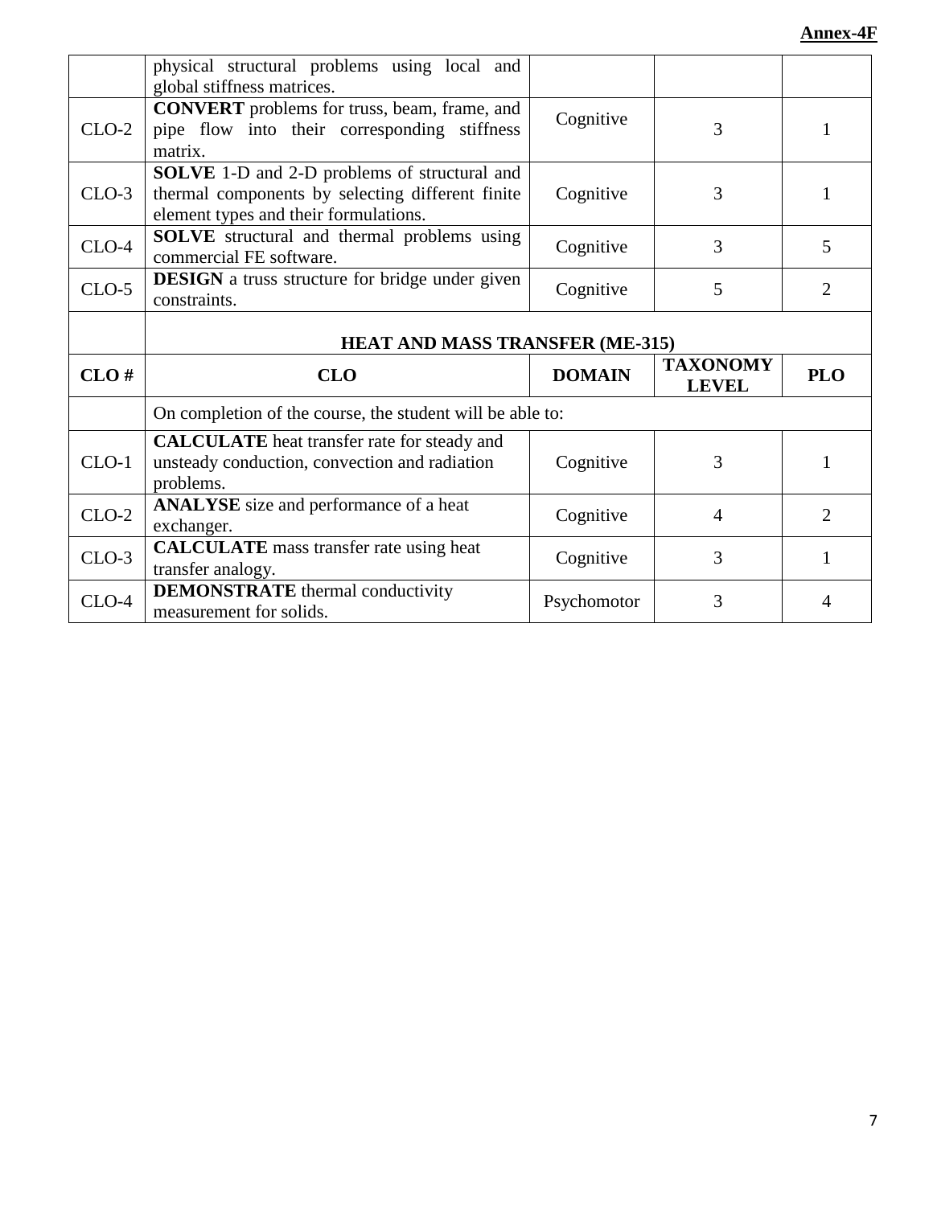| | physical structural problems using local and global stiffness matrices. | | | |
|---|---|---|---|---|
| CLO-2 | **CONVERT** problems for truss, beam, frame, and pipe flow into their corresponding stiffness matrix. | Cognitive | 3 | 1 |
| CLO-3 | **SOLVE** 1-D and 2-D problems of structural and thermal components by selecting different finite element types and their formulations. | Cognitive | 3 | 1 |
| CLO-4 | **SOLVE** structural and thermal problems using commercial FE software. | Cognitive | 3 | 5 |
| CLO-5 | **DESIGN** a truss structure for bridge under given constraints. | Cognitive | 5 | 2 |

| | **HEAT AND MASS TRANSFER (ME-315)** | | | |
|---|---|---|---|---|
| **CLO #** | **CLO** | **DOMAIN** | **TAXONOMY LEVEL** | **PLO** |
| | On completion of the course, the student will be able to: | | | |
| CLO-1 | **CALCULATE** heat transfer rate for steady and unsteady conduction, convection and radiation problems. | Cognitive | 3 | 1 |
| CLO-2 | **ANALYSE** size and performance of a heat exchanger. | Cognitive | 4 | 2 |
| CLO-3 | **CALCULATE** mass transfer rate using heat transfer analogy. | Cognitive | 3 | 1 |
| CLO-4 | **DEMONSTRATE** thermal conductivity measurement for solids. | Psychomotor | 3 | 4 |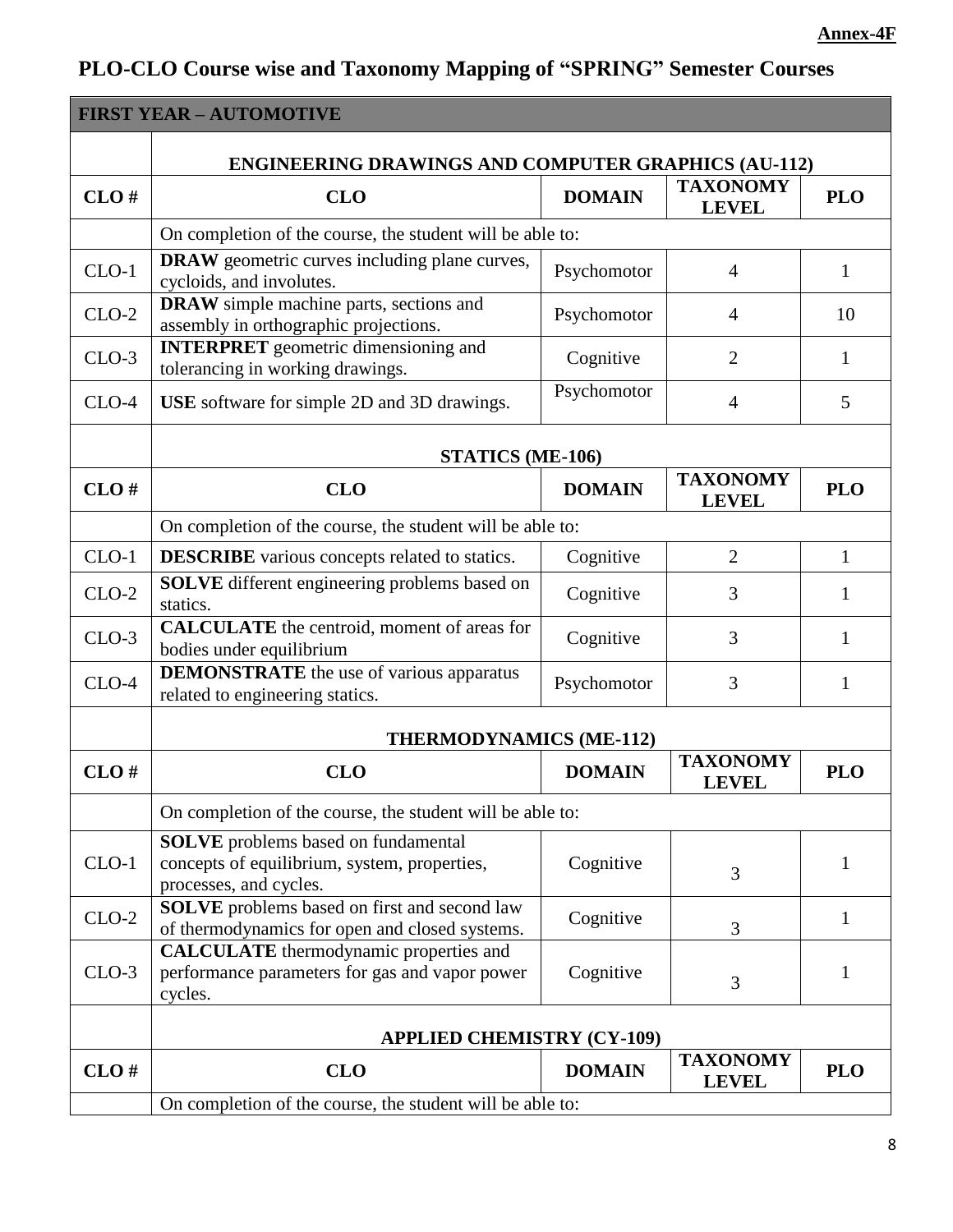**Annex-4F**

# PLO-CLO Course wise and Taxonomy Mapping of "SPRING" Semester Courses

## FIRST YEAR – AUTOMOTIVE

### ENGINEERING DRAWINGS AND COMPUTER GRAPHICS (AU-112)

| CLO # | CLO | DOMAIN | TAXONOMY LEVEL | PLO |
|---|---|---|---|---|
| | On completion of the course, the student will be able to: | | | |
| CLO-1 | **DRAW** geometric curves including plane curves, cycloids, and involutes. | Psychomotor | 4 | 1 |
| CLO-2 | **DRAW** simple machine parts, sections and assembly in orthographic projections. | Psychomotor | 4 | 10 |
| CLO-3 | **INTERPRET** geometric dimensioning and tolerancing in working drawings. | Cognitive | 2 | 1 |
| CLO-4 | **USE** software for simple 2D and 3D drawings. | Psychomotor | 4 | 5 |

### STATICS (ME-106)

| CLO # | CLO | DOMAIN | TAXONOMY LEVEL | PLO |
|---|---|---|---|---|
| | On completion of the course, the student will be able to: | | | |
| CLO-1 | **DESCRIBE** various concepts related to statics. | Cognitive | 2 | 1 |
| CLO-2 | **SOLVE** different engineering problems based on statics. | Cognitive | 3 | 1 |
| CLO-3 | **CALCULATE** the centroid, moment of areas for bodies under equilibrium | Cognitive | 3 | 1 |
| CLO-4 | **DEMONSTRATE** the use of various apparatus related to engineering statics. | Psychomotor | 3 | 1 |

### THERMODYNAMICS (ME-112)

| CLO # | CLO | DOMAIN | TAXONOMY LEVEL | PLO |
|---|---|---|---|---|
| | On completion of the course, the student will be able to: | | | |
| CLO-1 | **SOLVE** problems based on fundamental concepts of equilibrium, system, properties, processes, and cycles. | Cognitive | 3 | 1 |
| CLO-2 | **SOLVE** problems based on first and second law of thermodynamics for open and closed systems. | Cognitive | 3 | 1 |
| CLO-3 | **CALCULATE** thermodynamic properties and performance parameters for gas and vapor power cycles. | Cognitive | 3 | 1 |

### APPLIED CHEMISTRY (CY-109)

| CLO # | CLO | DOMAIN | TAXONOMY LEVEL | PLO |
|---|---|---|---|---|
| | On completion of the course, the student will be able to: | | | |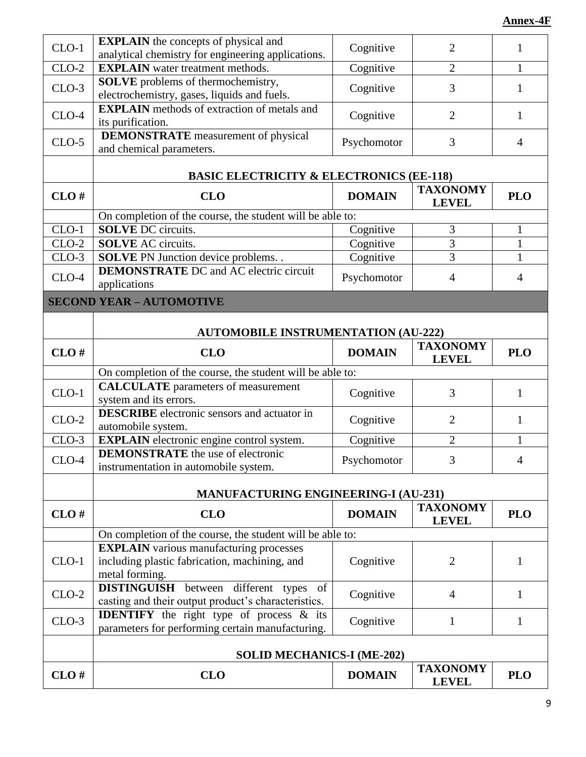**Annex-4F**

| | | | | |
|---|---|---|---|---|
| CLO-1 | **EXPLAIN** the concepts of physical and analytical chemistry for engineering applications. | Cognitive | 2 | 1 |
| CLO-2 | **EXPLAIN** water treatment methods. | Cognitive | 2 | 1 |
| CLO-3 | **SOLVE** problems of thermochemistry, electrochemistry, gases, liquids and fuels. | Cognitive | 3 | 1 |
| CLO-4 | **EXPLAIN** methods of extraction of metals and its purification. | Cognitive | 2 | 1 |
| CLO-5 | **DEMONSTRATE** measurement of physical and chemical parameters. | Psychomotor | 3 | 4 |

**BASIC ELECTRICITY & ELECTRONICS (EE-118)**

| CLO # | CLO | DOMAIN | TAXONOMY LEVEL | PLO |
|---|---|---|---|---|
| | On completion of the course, the student will be able to: | | | |
| CLO-1 | **SOLVE** DC circuits. | Cognitive | 3 | 1 |
| CLO-2 | **SOLVE** AC circuits. | Cognitive | 3 | 1 |
| CLO-3 | **SOLVE** PN Junction device problems. . | Cognitive | 3 | 1 |
| CLO-4 | **DEMONSTRATE** DC and AC electric circuit applications | Psychomotor | 4 | 4 |

## SECOND YEAR – AUTOMOTIVE

**AUTOMOBILE INSTRUMENTATION (AU-222)**

| CLO # | CLO | DOMAIN | TAXONOMY LEVEL | PLO |
|---|---|---|---|---|
| | On completion of the course, the student will be able to: | | | |
| CLO-1 | **CALCULATE** parameters of measurement system and its errors. | Cognitive | 3 | 1 |
| CLO-2 | **DESCRIBE** electronic sensors and actuator in automobile system. | Cognitive | 2 | 1 |
| CLO-3 | **EXPLAIN** electronic engine control system. | Cognitive | 2 | 1 |
| CLO-4 | **DEMONSTRATE** the use of electronic instrumentation in automobile system. | Psychomotor | 3 | 4 |

**MANUFACTURING ENGINEERING-I (AU-231)**

| CLO # | CLO | DOMAIN | TAXONOMY LEVEL | PLO |
|---|---|---|---|---|
| | On completion of the course, the student will be able to: | | | |
| CLO-1 | **EXPLAIN** various manufacturing processes including plastic fabrication, machining, and metal forming. | Cognitive | 2 | 1 |
| CLO-2 | **DISTINGUISH** between different types of casting and their output product's characteristics. | Cognitive | 4 | 1 |
| CLO-3 | **IDENTIFY** the right type of process & its parameters for performing certain manufacturing. | Cognitive | 1 | 1 |

**SOLID MECHANICS-I (ME-202)**

| CLO # | CLO | DOMAIN | TAXONOMY LEVEL | PLO |
|---|---|---|---|---|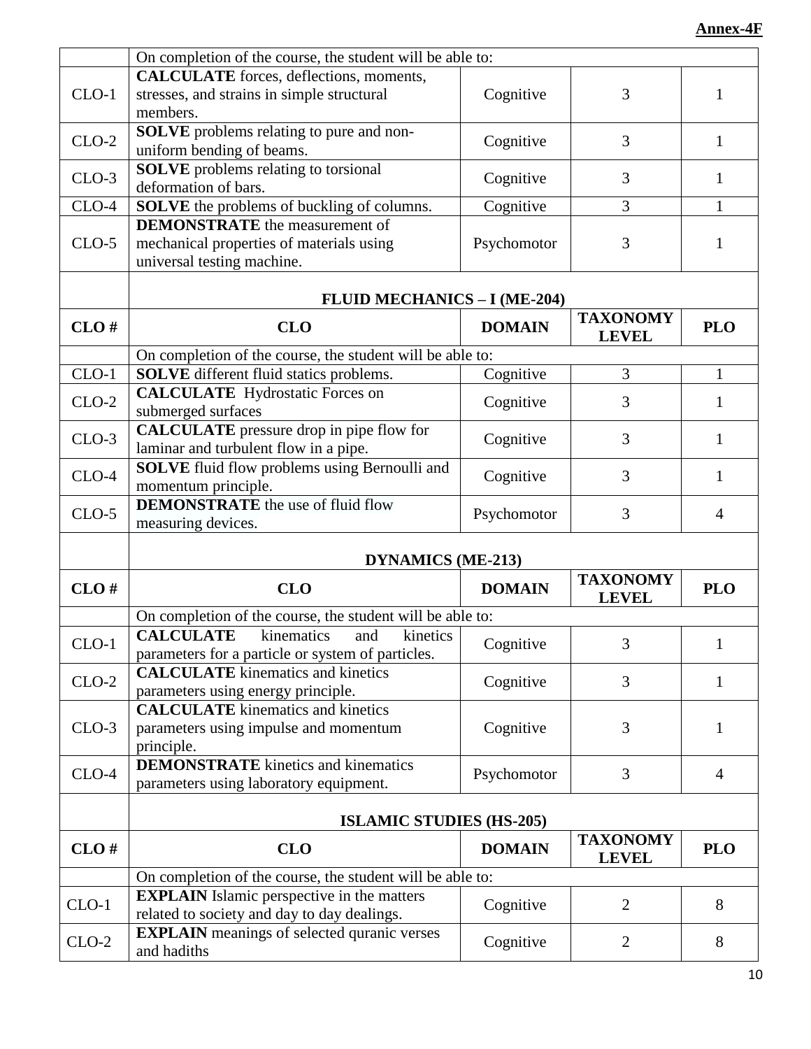**Annex-4F**

| | | | | |
|---|---|---|---|---|
| | On completion of the course, the student will be able to: | | | |
| CLO-1 | **CALCULATE** forces, deflections, moments, stresses, and strains in simple structural members. | Cognitive | 3 | 1 |
| CLO-2 | **SOLVE** problems relating to pure and non-uniform bending of beams. | Cognitive | 3 | 1 |
| CLO-3 | **SOLVE** problems relating to torsional deformation of bars. | Cognitive | 3 | 1 |
| CLO-4 | **SOLVE** the problems of buckling of columns. | Cognitive | 3 | 1 |
| CLO-5 | **DEMONSTRATE** the measurement of mechanical properties of materials using universal testing machine. | Psychomotor | 3 | 1 |

**FLUID MECHANICS – I (ME-204)**

| CLO # | CLO | DOMAIN | TAXONOMY LEVEL | PLO |
|---|---|---|---|---|
| | On completion of the course, the student will be able to: | | | |
| CLO-1 | **SOLVE** different fluid statics problems. | Cognitive | 3 | 1 |
| CLO-2 | **CALCULATE** Hydrostatic Forces on submerged surfaces | Cognitive | 3 | 1 |
| CLO-3 | **CALCULATE** pressure drop in pipe flow for laminar and turbulent flow in a pipe. | Cognitive | 3 | 1 |
| CLO-4 | **SOLVE** fluid flow problems using Bernoulli and momentum principle. | Cognitive | 3 | 1 |
| CLO-5 | **DEMONSTRATE** the use of fluid flow measuring devices. | Psychomotor | 3 | 4 |

**DYNAMICS (ME-213)**

| CLO # | CLO | DOMAIN | TAXONOMY LEVEL | PLO |
|---|---|---|---|---|
| | On completion of the course, the student will be able to: | | | |
| CLO-1 | **CALCULATE** kinematics and kinetics parameters for a particle or system of particles. | Cognitive | 3 | 1 |
| CLO-2 | **CALCULATE** kinematics and kinetics parameters using energy principle. | Cognitive | 3 | 1 |
| CLO-3 | **CALCULATE** kinematics and kinetics parameters using impulse and momentum principle. | Cognitive | 3 | 1 |
| CLO-4 | **DEMONSTRATE** kinetics and kinematics parameters using laboratory equipment. | Psychomotor | 3 | 4 |

**ISLAMIC STUDIES (HS-205)**

| CLO # | CLO | DOMAIN | TAXONOMY LEVEL | PLO |
|---|---|---|---|---|
| | On completion of the course, the student will be able to: | | | |
| CLO-1 | **EXPLAIN** Islamic perspective in the matters related to society and day to day dealings. | Cognitive | 2 | 8 |
| CLO-2 | **EXPLAIN** meanings of selected quranic verses and hadiths | Cognitive | 2 | 8 |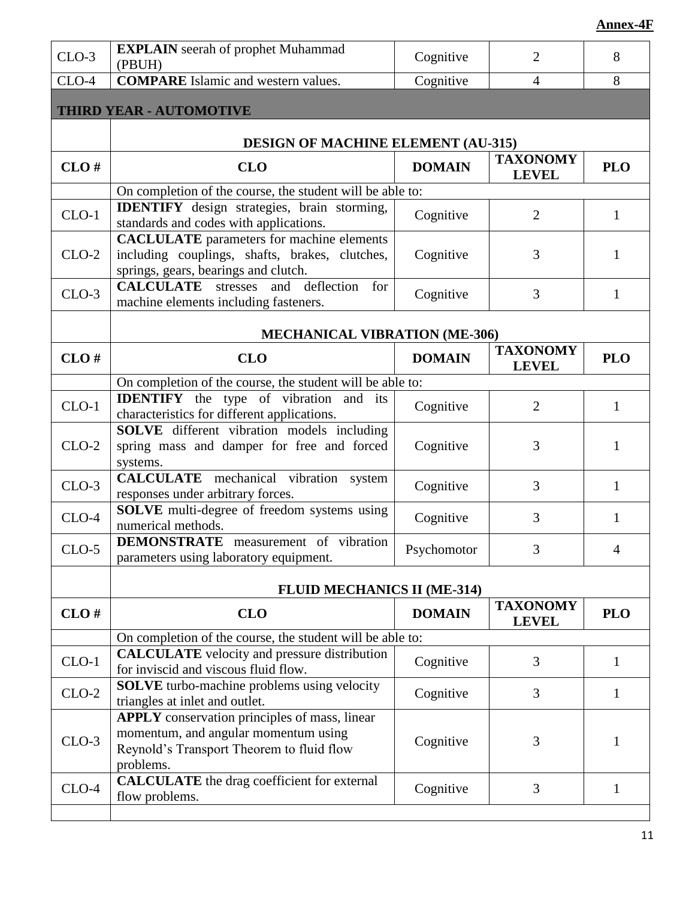| | | | | |
|---|---|---|---|---|
| CLO-3 | **EXPLAIN** seerah of prophet Muhammad (PBUH) | Cognitive | 2 | 8 |
| CLO-4 | **COMPARE** Islamic and western values. | Cognitive | 4 | 8 |

## THIRD YEAR - AUTOMOTIVE

### DESIGN OF MACHINE ELEMENT (AU-315)

| CLO # | CLO | DOMAIN | TAXONOMY LEVEL | PLO |
|---|---|---|---|---|
| | On completion of the course, the student will be able to: | | | |
| CLO-1 | **IDENTIFY** design strategies, brain storming, standards and codes with applications. | Cognitive | 2 | 1 |
| CLO-2 | **CACLULATE** parameters for machine elements including couplings, shafts, brakes, clutches, springs, gears, bearings and clutch. | Cognitive | 3 | 1 |
| CLO-3 | **CALCULATE** stresses and deflection for machine elements including fasteners. | Cognitive | 3 | 1 |

### MECHANICAL VIBRATION (ME-306)

| CLO # | CLO | DOMAIN | TAXONOMY LEVEL | PLO |
|---|---|---|---|---|
| | On completion of the course, the student will be able to: | | | |
| CLO-1 | **IDENTIFY** the type of vibration and its characteristics for different applications. | Cognitive | 2 | 1 |
| CLO-2 | **SOLVE** different vibration models including spring mass and damper for free and forced systems. | Cognitive | 3 | 1 |
| CLO-3 | **CALCULATE** mechanical vibration system responses under arbitrary forces. | Cognitive | 3 | 1 |
| CLO-4 | **SOLVE** multi-degree of freedom systems using numerical methods. | Cognitive | 3 | 1 |
| CLO-5 | **DEMONSTRATE** measurement of vibration parameters using laboratory equipment. | Psychomotor | 3 | 4 |

### FLUID MECHANICS II (ME-314)

| CLO # | CLO | DOMAIN | TAXONOMY LEVEL | PLO |
|---|---|---|---|---|
| | On completion of the course, the student will be able to: | | | |
| CLO-1 | **CALCULATE** velocity and pressure distribution for inviscid and viscous fluid flow. | Cognitive | 3 | 1 |
| CLO-2 | **SOLVE** turbo-machine problems using velocity triangles at inlet and outlet. | Cognitive | 3 | 1 |
| CLO-3 | **APPLY** conservation principles of mass, linear momentum, and angular momentum using Reynold's Transport Theorem to fluid flow problems. | Cognitive | 3 | 1 |
| CLO-4 | **CALCULATE** the drag coefficient for external flow problems. | Cognitive | 3 | 1 |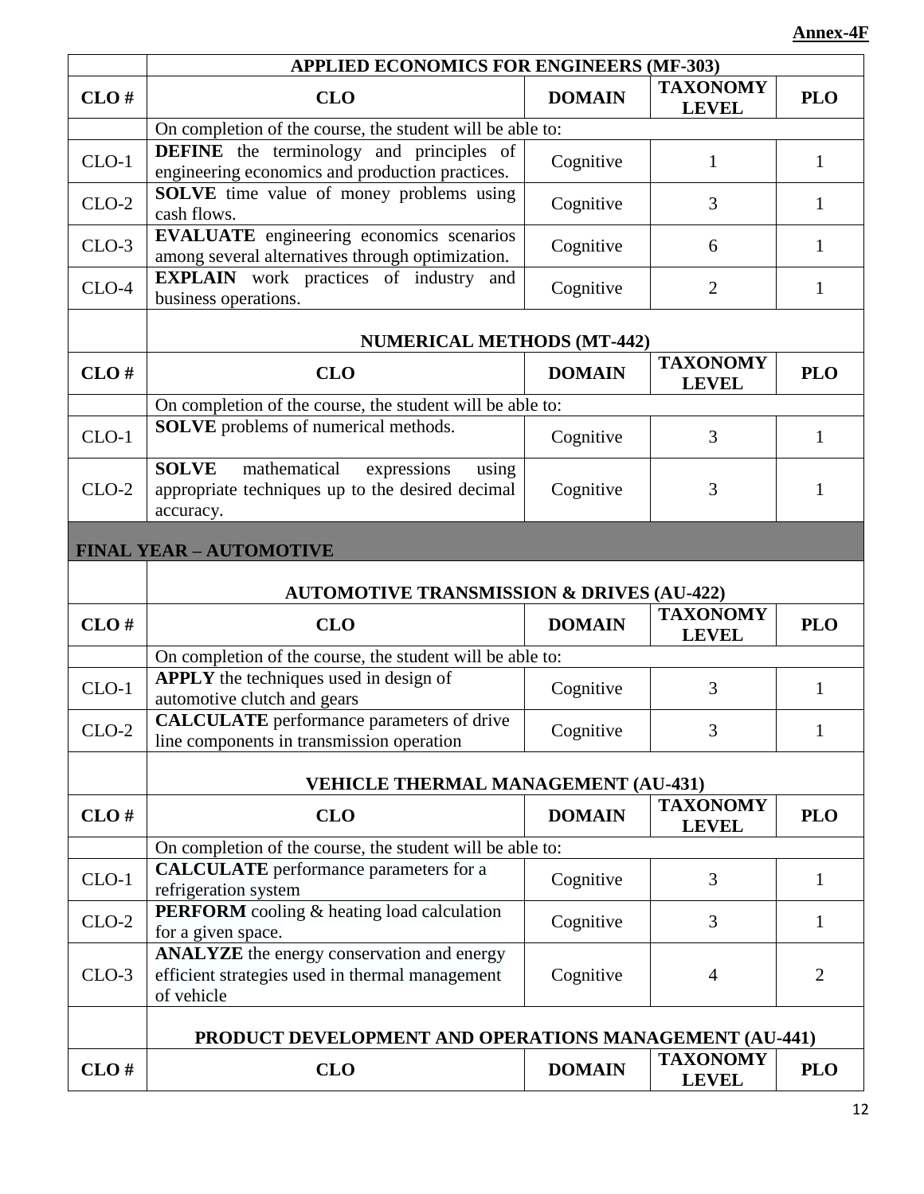**Annex-4F**

| | APPLIED ECONOMICS FOR ENGINEERS (MF-303) | | | |
|---|---|---|---|---|
| **CLO #** | **CLO** | **DOMAIN** | **TAXONOMY LEVEL** | **PLO** |
| | On completion of the course, the student will be able to: | | | |
| CLO-1 | **DEFINE** the terminology and principles of engineering economics and production practices. | Cognitive | 1 | 1 |
| CLO-2 | **SOLVE** time value of money problems using cash flows. | Cognitive | 3 | 1 |
| CLO-3 | **EVALUATE** engineering economics scenarios among several alternatives through optimization. | Cognitive | 6 | 1 |
| CLO-4 | **EXPLAIN** work practices of industry and business operations. | Cognitive | 2 | 1 |
| | **NUMERICAL METHODS (MT-442)** | | | |
| **CLO #** | **CLO** | **DOMAIN** | **TAXONOMY LEVEL** | **PLO** |
| | On completion of the course, the student will be able to: | | | |
| CLO-1 | **SOLVE** problems of numerical methods. | Cognitive | 3 | 1 |
| CLO-2 | **SOLVE** mathematical expressions using appropriate techniques up to the desired decimal accuracy. | Cognitive | 3 | 1 |
| **FINAL YEAR – AUTOMOTIVE** | | | | |
| | **AUTOMOTIVE TRANSMISSION & DRIVES (AU-422)** | | | |
| **CLO #** | **CLO** | **DOMAIN** | **TAXONOMY LEVEL** | **PLO** |
| | On completion of the course, the student will be able to: | | | |
| CLO-1 | **APPLY** the techniques used in design of automotive clutch and gears | Cognitive | 3 | 1 |
| CLO-2 | **CALCULATE** performance parameters of drive line components in transmission operation | Cognitive | 3 | 1 |
| | **VEHICLE THERMAL MANAGEMENT (AU-431)** | | | |
| **CLO #** | **CLO** | **DOMAIN** | **TAXONOMY LEVEL** | **PLO** |
| | On completion of the course, the student will be able to: | | | |
| CLO-1 | **CALCULATE** performance parameters for a refrigeration system | Cognitive | 3 | 1 |
| CLO-2 | **PERFORM** cooling & heating load calculation for a given space. | Cognitive | 3 | 1 |
| CLO-3 | **ANALYZE** the energy conservation and energy efficient strategies used in thermal management of vehicle | Cognitive | 4 | 2 |
| | **PRODUCT DEVELOPMENT AND OPERATIONS MANAGEMENT (AU-441)** | | | |
| **CLO #** | **CLO** | **DOMAIN** | **TAXONOMY LEVEL** | **PLO** |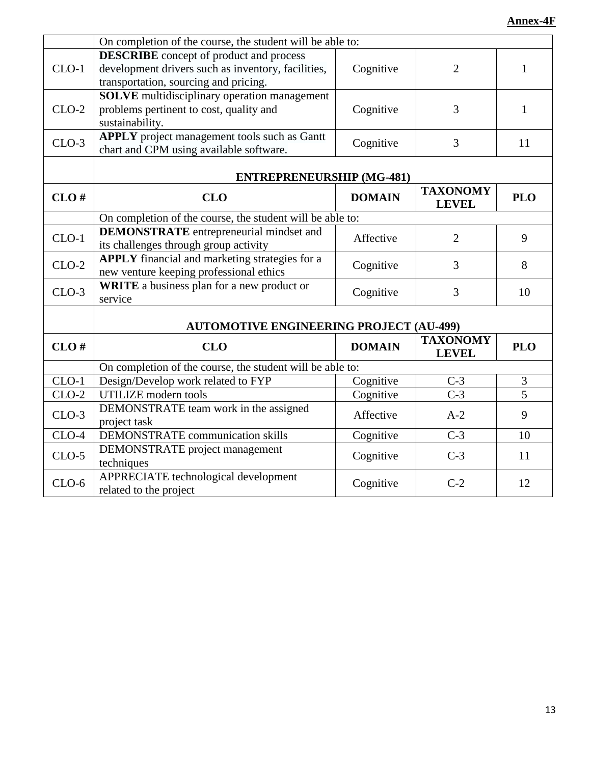Annex-4F

| | | | | |
|---|---|---|---|---|
| | On completion of the course, the student will be able to: | | | |
| CLO-1 | **DESCRIBE** concept of product and process development drivers such as inventory, facilities, transportation, sourcing and pricing. | Cognitive | 2 | 1 |
| CLO-2 | **SOLVE** multidisciplinary operation management problems pertinent to cost, quality and sustainability. | Cognitive | 3 | 1 |
| CLO-3 | **APPLY** project management tools such as Gantt chart and CPM using available software. | Cognitive | 3 | 11 |

**ENTREPRENEURSHIP (MG-481)**

| CLO # | CLO | DOMAIN | TAXONOMY LEVEL | PLO |
|---|---|---|---|---|
| | On completion of the course, the student will be able to: | | | |
| CLO-1 | **DEMONSTRATE** entrepreneurial mindset and its challenges through group activity | Affective | 2 | 9 |
| CLO-2 | **APPLY** financial and marketing strategies for a new venture keeping professional ethics | Cognitive | 3 | 8 |
| CLO-3 | **WRITE** a business plan for a new product or service | Cognitive | 3 | 10 |

**AUTOMOTIVE ENGINEERING PROJECT (AU-499)**

| CLO # | CLO | DOMAIN | TAXONOMY LEVEL | PLO |
|---|---|---|---|---|
| | On completion of the course, the student will be able to: | | | |
| CLO-1 | Design/Develop work related to FYP | Cognitive | C-3 | 3 |
| CLO-2 | UTILIZE modern tools | Cognitive | C-3 | 5 |
| CLO-3 | DEMONSTRATE team work in the assigned project task | Affective | A-2 | 9 |
| CLO-4 | DEMONSTRATE communication skills | Cognitive | C-3 | 10 |
| CLO-5 | DEMONSTRATE project management techniques | Cognitive | C-3 | 11 |
| CLO-6 | APPRECIATE technological development related to the project | Cognitive | C-2 | 12 |